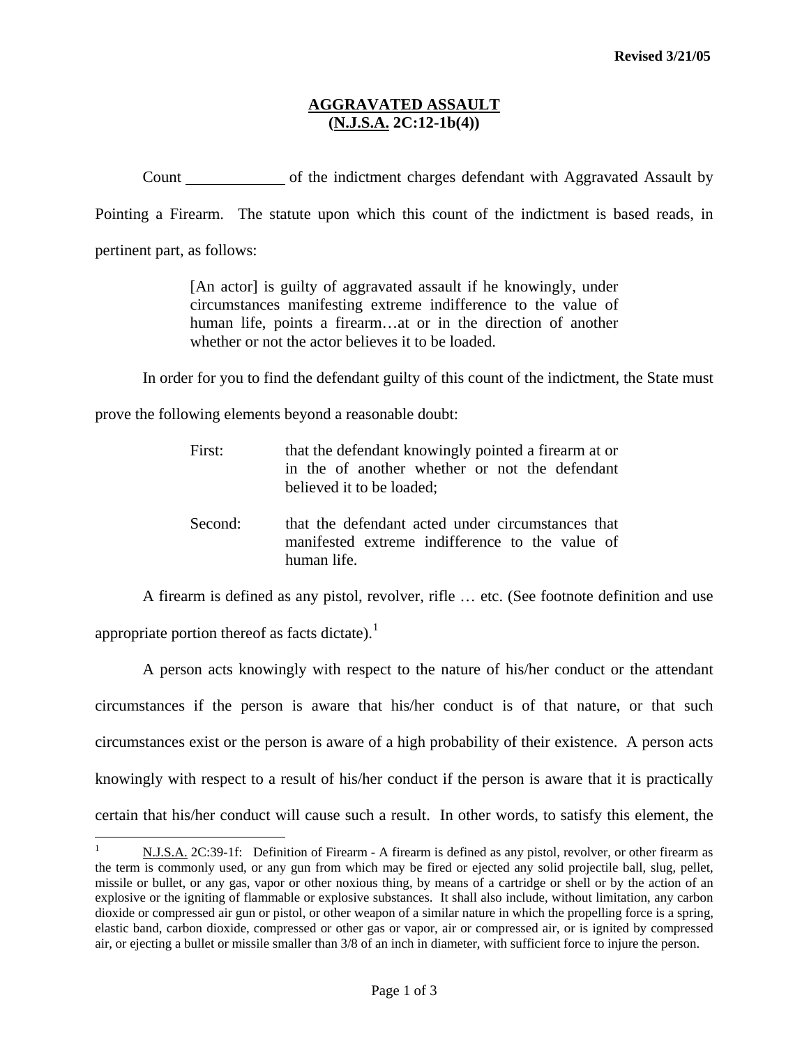Revised 3/21/05

# AGGRAVATED ASSAULT
## (N.J.S.A. 2C:12-1b(4))

Count ____________ of the indictment charges defendant with Aggravated Assault by Pointing a Firearm. The statute upon which this count of the indictment is based reads, in pertinent part, as follows:

> [An actor] is guilty of aggravated assault if he knowingly, under circumstances manifesting extreme indifference to the value of human life, points a firearm…at or in the direction of another whether or not the actor believes it to be loaded.

In order for you to find the defendant guilty of this count of the indictment, the State must prove the following elements beyond a reasonable doubt:

First: that the defendant knowingly pointed a firearm at or in the of another whether or not the defendant believed it to be loaded;

Second: that the defendant acted under circumstances that manifested extreme indifference to the value of human life.

A firearm is defined as any pistol, revolver, rifle … etc. (See footnote definition and use appropriate portion thereof as facts dictate).[1]

A person acts knowingly with respect to the nature of his/her conduct or the attendant circumstances if the person is aware that his/her conduct is of that nature, or that such circumstances exist or the person is aware of a high probability of their existence. A person acts knowingly with respect to a result of his/her conduct if the person is aware that it is practically certain that his/her conduct will cause such a result. In other words, to satisfy this element, the

---

[1] N.J.S.A. 2C:39-1f: Definition of Firearm - A firearm is defined as any pistol, revolver, or other firearm as the term is commonly used, or any gun from which may be fired or ejected any solid projectile ball, slug, pellet, missile or bullet, or any gas, vapor or other noxious thing, by means of a cartridge or shell or by the action of an explosive or the igniting of flammable or explosive substances. It shall also include, without limitation, any carbon dioxide or compressed air gun or pistol, or other weapon of a similar nature in which the propelling force is a spring, elastic band, carbon dioxide, compressed or other gas or vapor, air or compressed air, or is ignited by compressed air, or ejecting a bullet or missile smaller than 3/8 of an inch in diameter, with sufficient force to injure the person.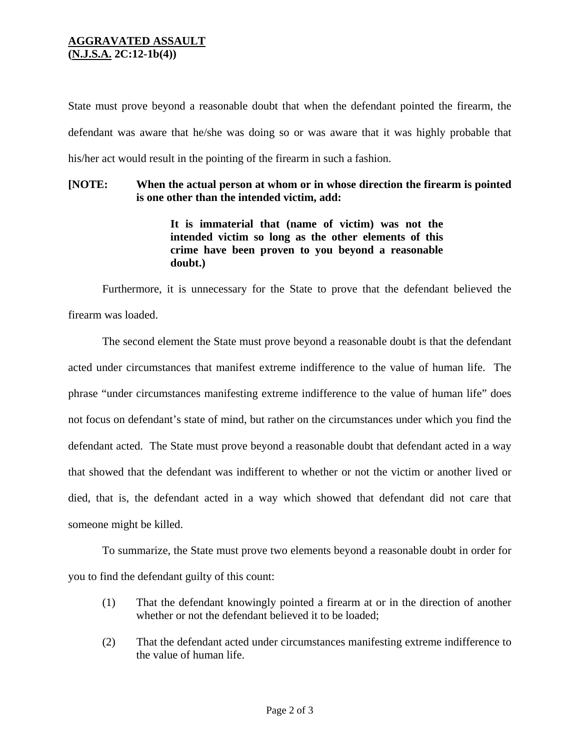**AGGRAVATED ASSAULT**
**(N.J.S.A. 2C:12-1b(4))**

State must prove beyond a reasonable doubt that when the defendant pointed the firearm, the defendant was aware that he/she was doing so or was aware that it was highly probable that his/her act would result in the pointing of the firearm in such a fashion.

**[NOTE: When the actual person at whom or in whose direction the firearm is pointed is one other than the intended victim, add:**

> **It is immaterial that (name of victim) was not the intended victim so long as the other elements of this crime have been proven to you beyond a reasonable doubt.)**

Furthermore, it is unnecessary for the State to prove that the defendant believed the firearm was loaded.

The second element the State must prove beyond a reasonable doubt is that the defendant acted under circumstances that manifest extreme indifference to the value of human life. The phrase "under circumstances manifesting extreme indifference to the value of human life" does not focus on defendant's state of mind, but rather on the circumstances under which you find the defendant acted. The State must prove beyond a reasonable doubt that defendant acted in a way that showed that the defendant was indifferent to whether or not the victim or another lived or died, that is, the defendant acted in a way which showed that defendant did not care that someone might be killed.

To summarize, the State must prove two elements beyond a reasonable doubt in order for you to find the defendant guilty of this count:

(1) That the defendant knowingly pointed a firearm at or in the direction of another whether or not the defendant believed it to be loaded;

(2) That the defendant acted under circumstances manifesting extreme indifference to the value of human life.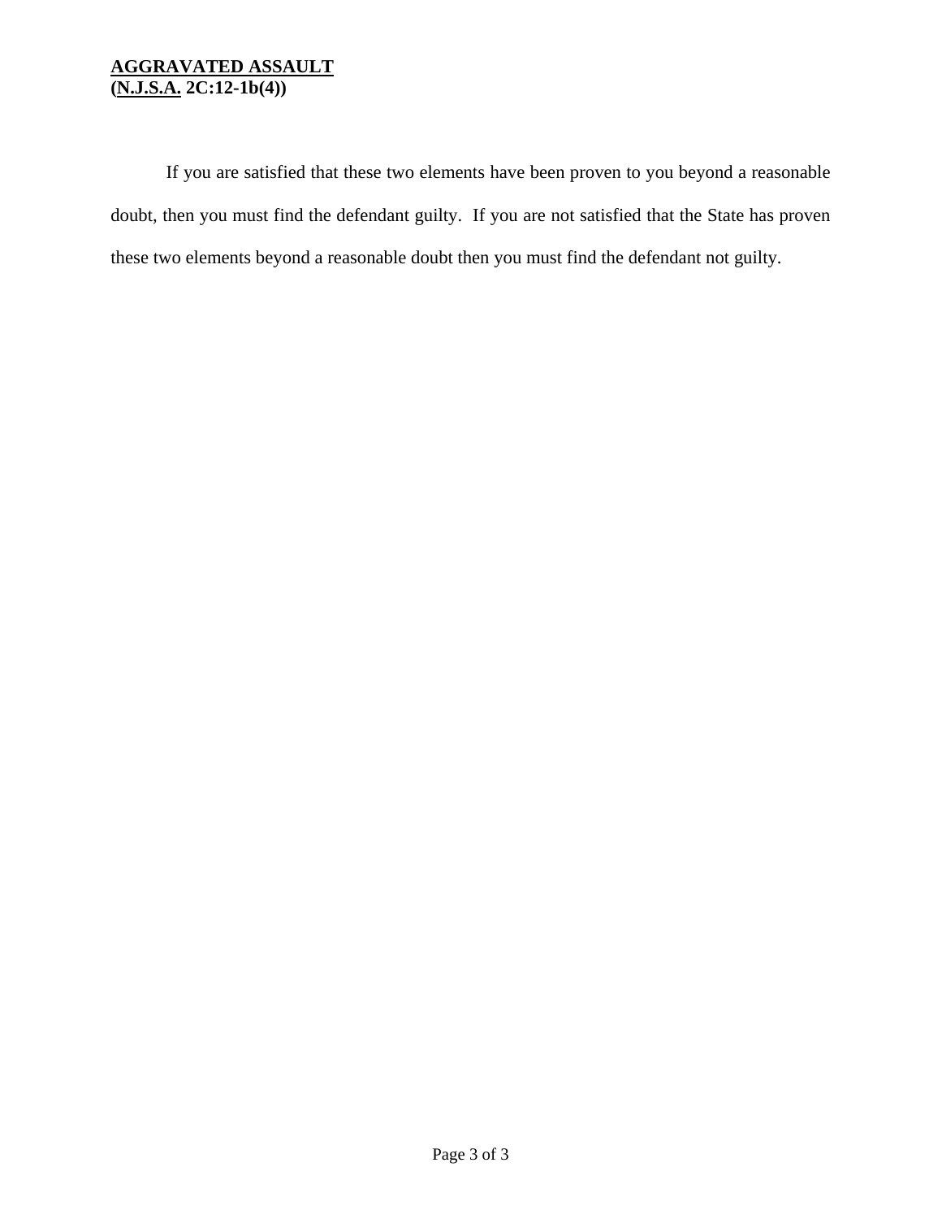If you are satisfied that these two elements have been proven to you beyond a reasonable doubt, then you must find the defendant guilty. If you are not satisfied that the State has proven these two elements beyond a reasonable doubt then you must find the defendant not guilty.